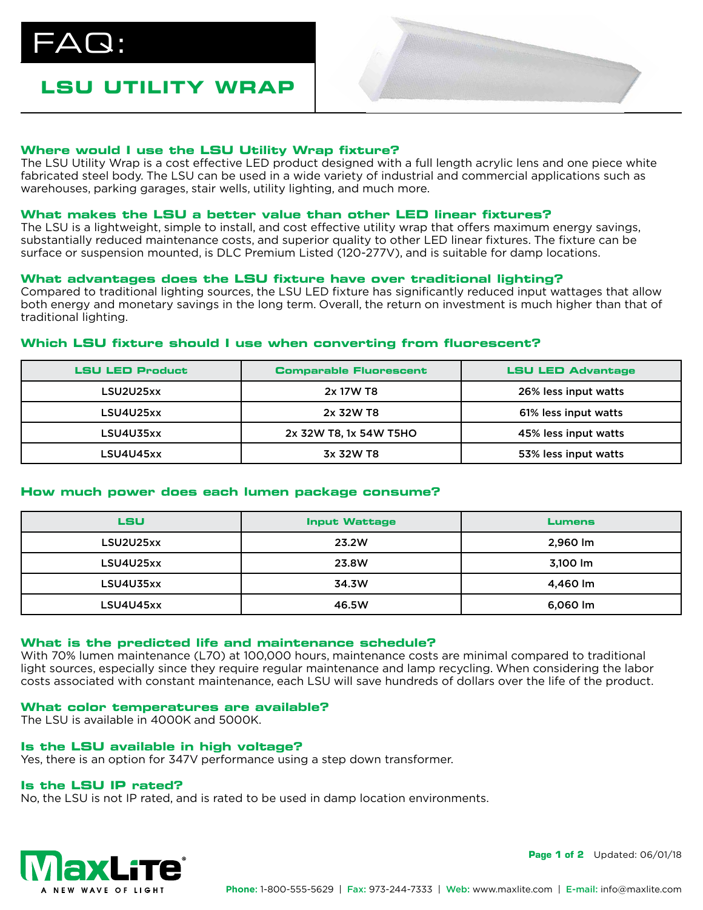# FAQ:

## LSU UTILITY WRAP

### Where would I use the LSU Utility Wrap fixture?

The LSU Utility Wrap is a cost effective LED product designed with a full length acrylic lens and one piece white fabricated steel body. The LSU can be used in a wide variety of industrial and commercial applications such as warehouses, parking garages, stair wells, utility lighting, and much more.

### What makes the LSU a better value than other LED linear fixtures?

The LSU is a lightweight, simple to install, and cost effective utility wrap that offers maximum energy savings, substantially reduced maintenance costs, and superior quality to other LED linear fixtures. The fixture can be surface or suspension mounted, is DLC Premium Listed (120-277V), and is suitable for damp locations.

### What advantages does the LSU fixture have over traditional lighting?

Compared to traditional lighting sources, the LSU LED fixture has significantly reduced input wattages that allow both energy and monetary savings in the long term. Overall, the return on investment is much higher than that of traditional lighting.

### Which LSU fixture should I use when converting from fluorescent?

| LSU LED Product | Comparable Fluorescent | LSU LED Advantage |
|---|---|---|
| LSU2U25xx | 2x 17W T8 | 26% less input watts |
| LSU4U25xx | 2x 32W T8 | 61% less input watts |
| LSU4U35xx | 2x 32W T8, 1x 54W T5HO | 45% less input watts |
| LSU4U45xx | 3x 32W T8 | 53% less input watts |

### How much power does each lumen package consume?

| LSU | Input Wattage | Lumens |
|---|---|---|
| LSU2U25xx | 23.2W | 2,960 lm |
| LSU4U25xx | 23.8W | 3,100 lm |
| LSU4U35xx | 34.3W | 4,460 lm |
| LSU4U45xx | 46.5W | 6,060 lm |

### What is the predicted life and maintenance schedule?

With 70% lumen maintenance (L70) at 100,000 hours, maintenance costs are minimal compared to traditional light sources, especially since they require regular maintenance and lamp recycling. When considering the labor costs associated with constant maintenance, each LSU will save hundreds of dollars over the life of the product.

### What color temperatures are available?

The LSU is available in 4000K and 5000K.

### Is the LSU available in high voltage?

Yes, there is an option for 347V performance using a step down transformer.

### Is the LSU IP rated?

No, the LSU is not IP rated, and is rated to be used in damp location environments.

MaxLite — A NEW WAVE OF LIGHT

Updated: 06/01/18

**Phone:** 1-800-555-5629 | **Fax:** 973-244-7333 | **Web:** www.maxlite.com | **E-mail:** info@maxlite.com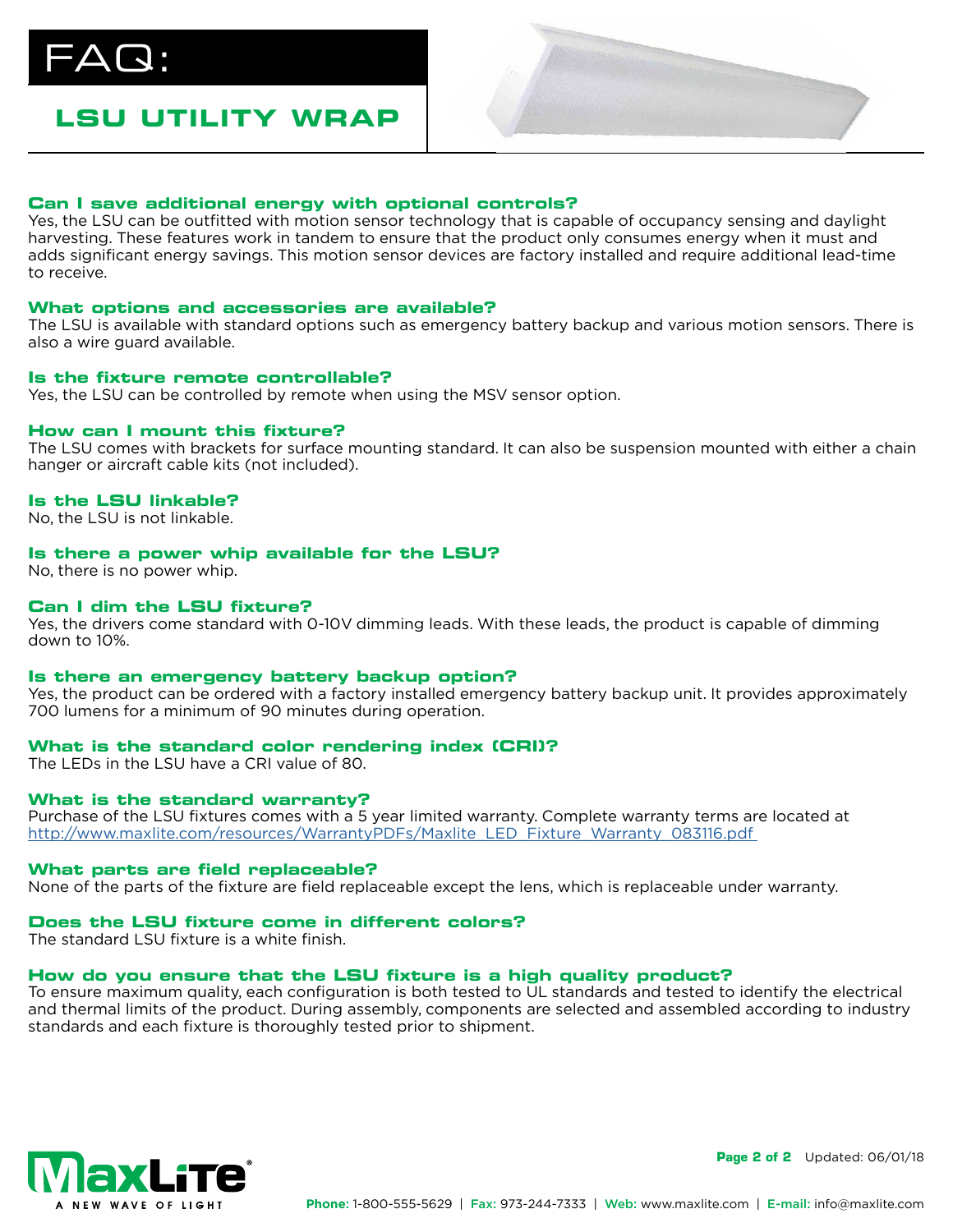# FAQ:

## LSU UTILITY WRAP

### Can I save additional energy with optional controls?

Yes, the LSU can be outfitted with motion sensor technology that is capable of occupancy sensing and daylight harvesting. These features work in tandem to ensure that the product only consumes energy when it must and adds significant energy savings. This motion sensor devices are factory installed and require additional lead-time to receive.

### What options and accessories are available?

The LSU is available with standard options such as emergency battery backup and various motion sensors. There is also a wire guard available.

### Is the fixture remote controllable?

Yes, the LSU can be controlled by remote when using the MSV sensor option.

### How can I mount this fixture?

The LSU comes with brackets for surface mounting standard. It can also be suspension mounted with either a chain hanger or aircraft cable kits (not included).

### Is the LSU linkable?

No, the LSU is not linkable.

### Is there a power whip available for the LSU?

No, there is no power whip.

### Can I dim the LSU fixture?

Yes, the drivers come standard with 0-10V dimming leads. With these leads, the product is capable of dimming down to 10%.

### Is there an emergency battery backup option?

Yes, the product can be ordered with a factory installed emergency battery backup unit. It provides approximately 700 lumens for a minimum of 90 minutes during operation.

### What is the standard color rendering index (CRI)?

The LEDs in the LSU have a CRI value of 80.

### What is the standard warranty?

Purchase of the LSU fixtures comes with a 5 year limited warranty. Complete warranty terms are located at http://www.maxlite.com/resources/WarrantyPDFs/Maxlite_LED_Fixture_Warranty_083116.pdf

### What parts are field replaceable?

None of the parts of the fixture are field replaceable except the lens, which is replaceable under warranty.

### Does the LSU fixture come in different colors?

The standard LSU fixture is a white finish.

### How do you ensure that the LSU fixture is a high quality product?

To ensure maximum quality, each configuration is both tested to UL standards and tested to identify the electrical and thermal limits of the product. During assembly, components are selected and assembled according to industry standards and each fixture is thoroughly tested prior to shipment.

MaxLite® A NEW WAVE OF LIGHT

Updated: 06/01/18

**Phone:** 1-800-555-5629 | **Fax:** 973-244-7333 | **Web:** www.maxlite.com | **E-mail:** info@maxlite.com